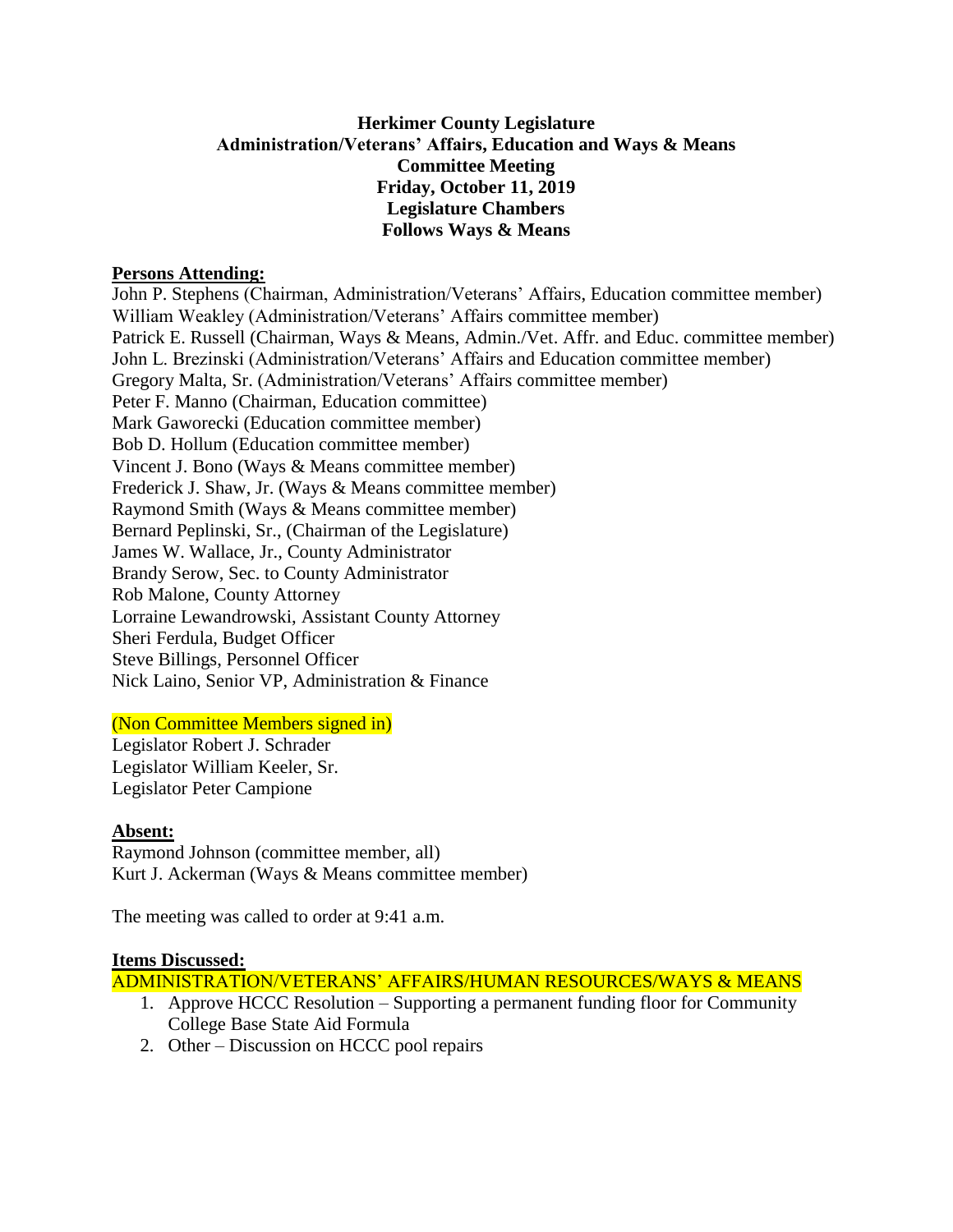**Herkimer County Legislature**
**Administration/Veterans' Affairs, Education and Ways & Means**
**Committee Meeting**
**Friday, October 11, 2019**
**Legislature Chambers**
**Follows Ways & Means**

**Persons Attending:**

John P. Stephens (Chairman, Administration/Veterans' Affairs, Education committee member)
William Weakley (Administration/Veterans' Affairs committee member)
Patrick E. Russell (Chairman, Ways & Means, Admin./Vet. Affr. and Educ. committee member)
John L. Brezinski (Administration/Veterans' Affairs and Education committee member)
Gregory Malta, Sr. (Administration/Veterans' Affairs committee member)
Peter F. Manno (Chairman, Education committee)
Mark Gaworecki (Education committee member)
Bob D. Hollum (Education committee member)
Vincent J. Bono (Ways & Means committee member)
Frederick J. Shaw, Jr. (Ways & Means committee member)
Raymond Smith (Ways & Means committee member)
Bernard Peplinski, Sr., (Chairman of the Legislature)
James W. Wallace, Jr., County Administrator
Brandy Serow, Sec. to County Administrator
Rob Malone, County Attorney
Lorraine Lewandrowski, Assistant County Attorney
Sheri Ferdula, Budget Officer
Steve Billings, Personnel Officer
Nick Laino, Senior VP, Administration & Finance

(Non Committee Members signed in)

Legislator Robert J. Schrader
Legislator William Keeler, Sr.
Legislator Peter Campione

**Absent:**

Raymond Johnson (committee member, all)
Kurt J. Ackerman (Ways & Means committee member)

The meeting was called to order at 9:41 a.m.

**Items Discussed:**

ADMINISTRATION/VETERANS' AFFAIRS/HUMAN RESOURCES/WAYS & MEANS

1. Approve HCCC Resolution – Supporting a permanent funding floor for Community College Base State Aid Formula
2. Other – Discussion on HCCC pool repairs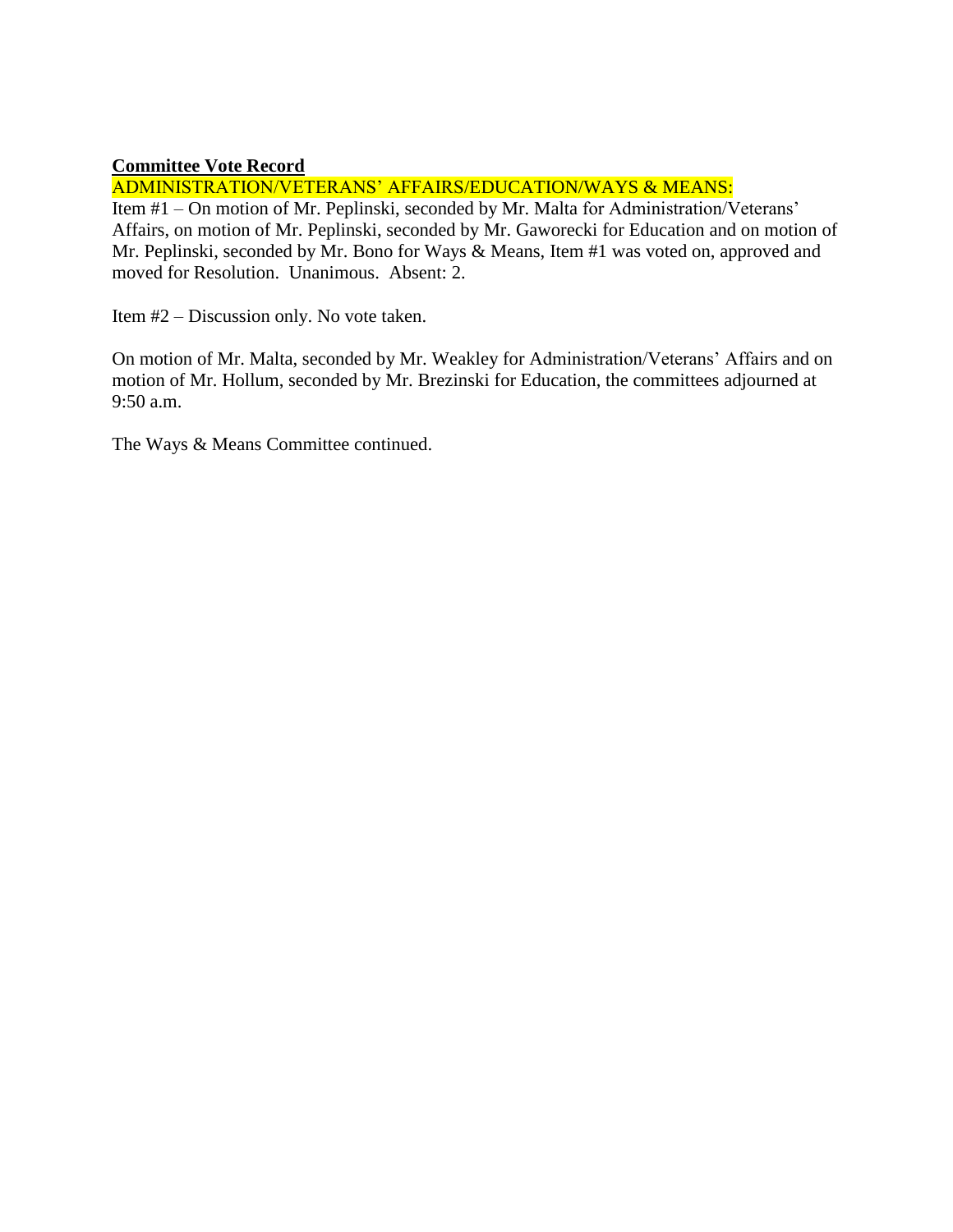**Committee Vote Record**

ADMINISTRATION/VETERANS' AFFAIRS/EDUCATION/WAYS & MEANS:

Item #1 – On motion of Mr. Peplinski, seconded by Mr. Malta for Administration/Veterans' Affairs, on motion of Mr. Peplinski, seconded by Mr. Gaworecki for Education and on motion of Mr. Peplinski, seconded by Mr. Bono for Ways & Means, Item #1 was voted on, approved and moved for Resolution. Unanimous. Absent: 2.

Item #2 – Discussion only. No vote taken.

On motion of Mr. Malta, seconded by Mr. Weakley for Administration/Veterans' Affairs and on motion of Mr. Hollum, seconded by Mr. Brezinski for Education, the committees adjourned at 9:50 a.m.

The Ways & Means Committee continued.